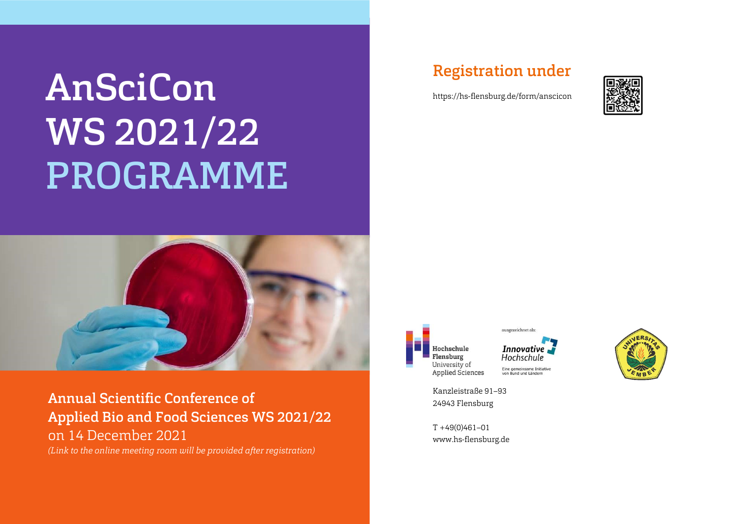# AnSciCon WS 2021/22 PROGRAMME

**Annual Scientific Conference of Applied Bio and Food Sciences WS 2021/22**

on 14 December 2021

*(Link to the online meeting room will be provided after registration)*

## Registration under

https://hs-flensburg.de/form/anscicon

Hochschule Flensburg
University of Applied Sciences

ausgezeichnet als:
Innovative Hochschule
Eine gemeinsame Initiative von Bund und Ländern

Kanzleistraße 91–93
24943 Flensburg

T +49(0)461–01
www.hs-flensburg.de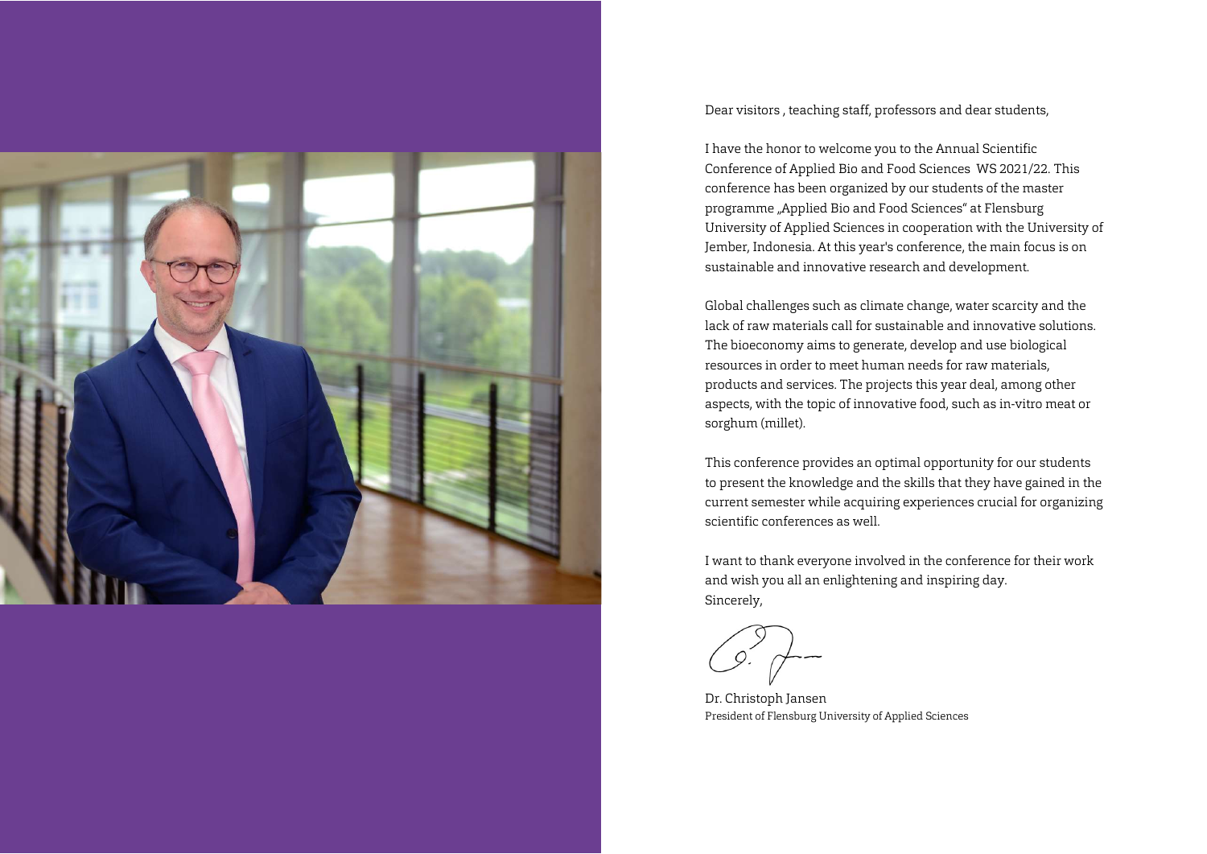Dear visitors , teaching staff, professors and dear students,

I have the honor to welcome you to the Annual Scientific Conference of Applied Bio and Food Sciences WS 2021/22. This conference has been organized by our students of the master programme „Applied Bio and Food Sciences" at Flensburg University of Applied Sciences in cooperation with the University of Jember, Indonesia. At this year's conference, the main focus is on sustainable and innovative research and development.

Global challenges such as climate change, water scarcity and the lack of raw materials call for sustainable and innovative solutions. The bioeconomy aims to generate, develop and use biological resources in order to meet human needs for raw materials, products and services. The projects this year deal, among other aspects, with the topic of innovative food, such as in-vitro meat or sorghum (millet).

This conference provides an optimal opportunity for our students to present the knowledge and the skills that they have gained in the current semester while acquiring experiences crucial for organizing scientific conferences as well.

I want to thank everyone involved in the conference for their work and wish you all an enlightening and inspiring day.
Sincerely,

Dr. Christoph Jansen
President of Flensburg University of Applied Sciences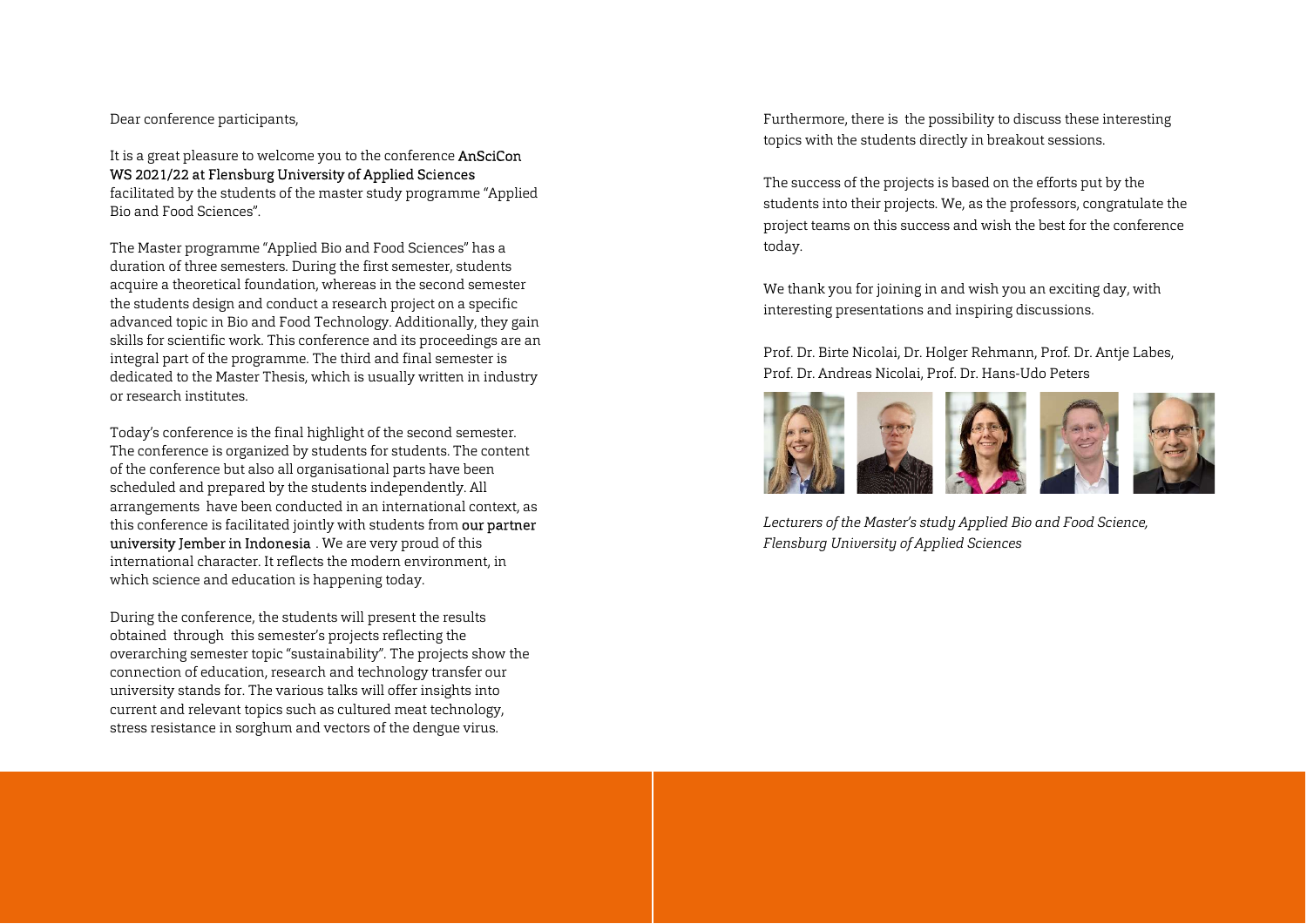Dear conference participants,

It is a great pleasure to welcome you to the conference **AnSciCon WS 2021/22 at Flensburg University of Applied Sciences** facilitated by the students of the master study programme "Applied Bio and Food Sciences".

The Master programme "Applied Bio and Food Sciences" has a duration of three semesters. During the first semester, students acquire a theoretical foundation, whereas in the second semester the students design and conduct a research project on a specific advanced topic in Bio and Food Technology. Additionally, they gain skills for scientific work. This conference and its proceedings are an integral part of the programme. The third and final semester is dedicated to the Master Thesis, which is usually written in industry or research institutes.

Today's conference is the final highlight of the second semester. The conference is organized by students for students. The content of the conference but also all organisational parts have been scheduled and prepared by the students independently. All arrangements have been conducted in an international context, as this conference is facilitated jointly with students from **our partner university Jember in Indonesia**. We are very proud of this international character. It reflects the modern environment, in which science and education is happening today.

During the conference, the students will present the results obtained through this semester's projects reflecting the overarching semester topic "sustainability". The projects show the connection of education, research and technology transfer our university stands for. The various talks will offer insights into current and relevant topics such as cultured meat technology, stress resistance in sorghum and vectors of the dengue virus.

Furthermore, there is the possibility to discuss these interesting topics with the students directly in breakout sessions.

The success of the projects is based on the efforts put by the students into their projects. We, as the professors, congratulate the project teams on this success and wish the best for the conference today.

We thank you for joining in and wish you an exciting day, with interesting presentations and inspiring discussions.

Prof. Dr. Birte Nicolai, Dr. Holger Rehmann, Prof. Dr. Antje Labes, Prof. Dr. Andreas Nicolai, Prof. Dr. Hans-Udo Peters

*Lecturers of the Master's study Applied Bio and Food Science, Flensburg University of Applied Sciences*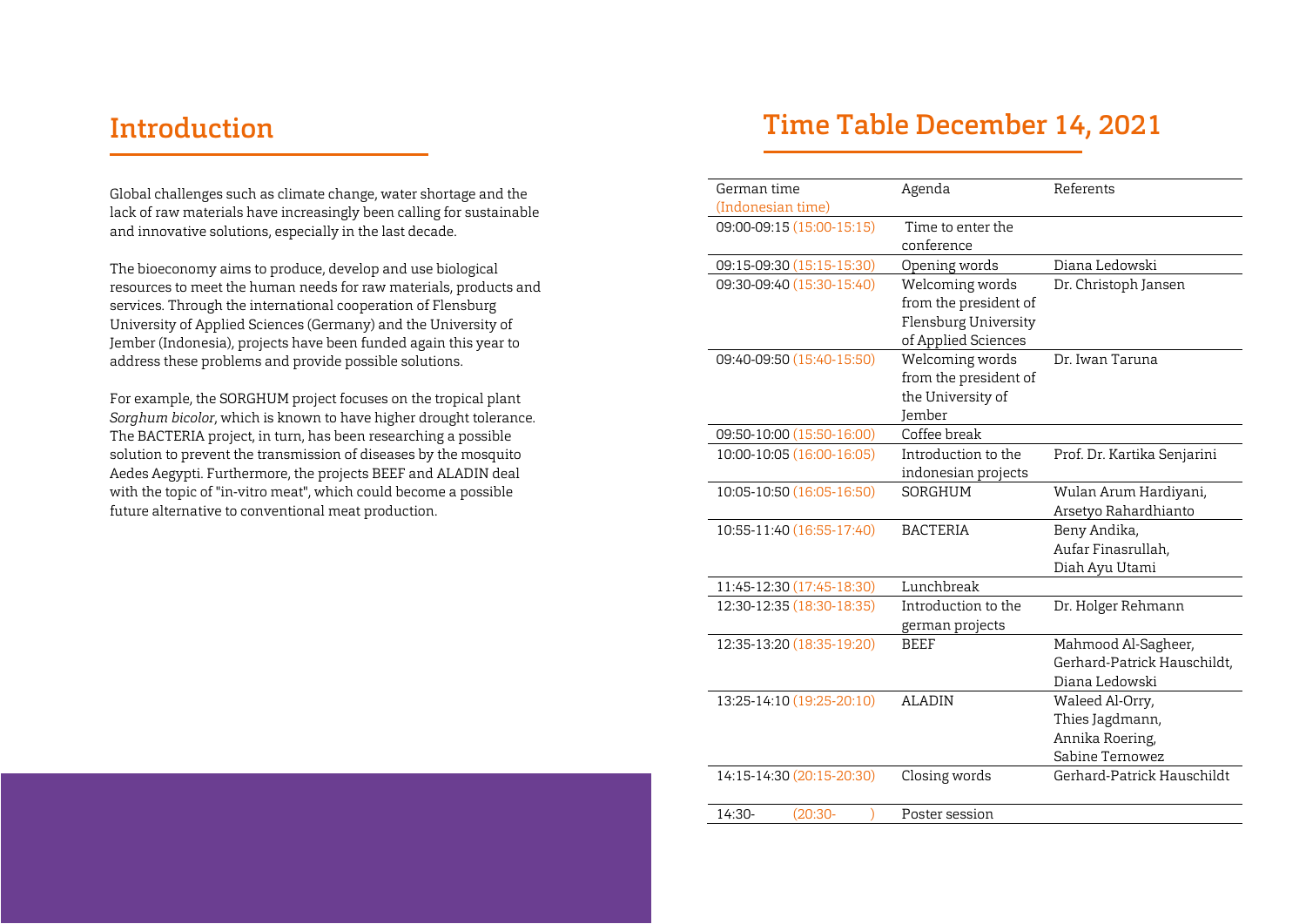## Introduction

Global challenges such as climate change, water shortage and the lack of raw materials have increasingly been calling for sustainable and innovative solutions, especially in the last decade.

The bioeconomy aims to produce, develop and use biological resources to meet the human needs for raw materials, products and services. Through the international cooperation of Flensburg University of Applied Sciences (Germany) and the University of Jember (Indonesia), projects have been funded again this year to address these problems and provide possible solutions.

For example, the SORGHUM project focuses on the tropical plant *Sorghum bicolor*, which is known to have higher drought tolerance. The BACTERIA project, in turn, has been researching a possible solution to prevent the transmission of diseases by the mosquito Aedes Aegypti. Furthermore, the projects BEEF and ALADIN deal with the topic of "in-vitro meat", which could become a possible future alternative to conventional meat production.

## Time Table December 14, 2021

| German time (Indonesian time) | Agenda | Referents |
|---|---|---|
| 09:00-09:15 (15:00-15:15) | Time to enter the conference | |
| 09:15-09:30 (15:15-15:30) | Opening words | Diana Ledowski |
| 09:30-09:40 (15:30-15:40) | Welcoming words from the president of Flensburg University of Applied Sciences | Dr. Christoph Jansen |
| 09:40-09:50 (15:40-15:50) | Welcoming words from the president of the University of Jember | Dr. Iwan Taruna |
| 09:50-10:00 (15:50-16:00) | Coffee break | |
| 10:00-10:05 (16:00-16:05) | Introduction to the indonesian projects | Prof. Dr. Kartika Senjarini |
| 10:05-10:50 (16:05-16:50) | SORGHUM | Wulan Arum Hardiyani, Arsetyo Rahardhianto |
| 10:55-11:40 (16:55-17:40) | BACTERIA | Beny Andika, Aufar Finasrullah, Diah Ayu Utami |
| 11:45-12:30 (17:45-18:30) | Lunchbreak | |
| 12:30-12:35 (18:30-18:35) | Introduction to the german projects | Dr. Holger Rehmann |
| 12:35-13:20 (18:35-19:20) | BEEF | Mahmood Al-Sagheer, Gerhard-Patrick Hauschildt, Diana Ledowski |
| 13:25-14:10 (19:25-20:10) | ALADIN | Waleed Al-Orry, Thies Jagdmann, Annika Roering, Sabine Ternowez |
| 14:15-14:30 (20:15-20:30) | Closing words | Gerhard-Patrick Hauschildt |
| 14:30- (20:30- ) | Poster session | |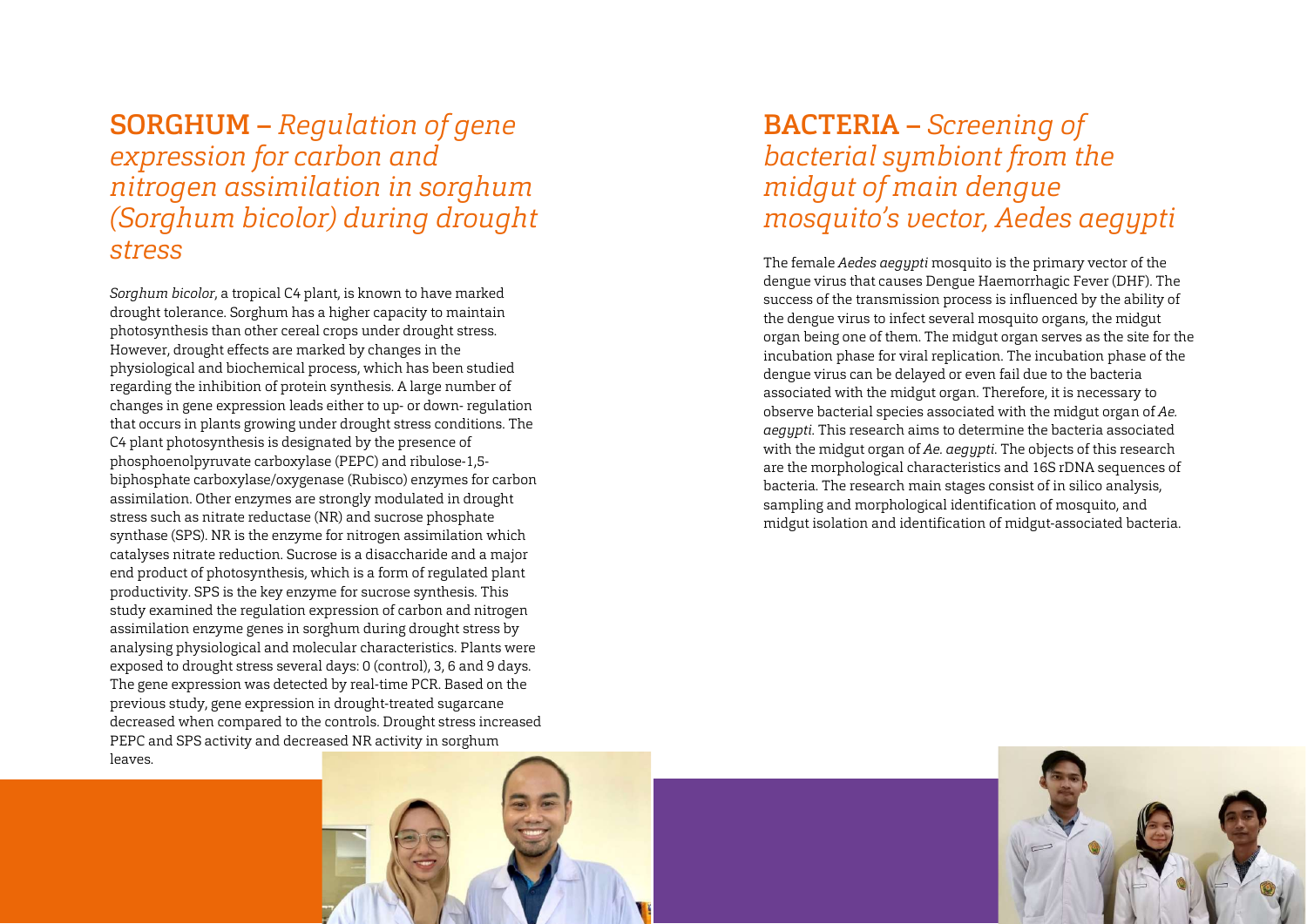## **SORGHUM –** *Regulation of gene expression for carbon and nitrogen assimilation in sorghum (Sorghum bicolor) during drought stress*

*Sorghum bicolor*, a tropical C4 plant, is known to have marked drought tolerance. Sorghum has a higher capacity to maintain photosynthesis than other cereal crops under drought stress. However, drought effects are marked by changes in the physiological and biochemical process, which has been studied regarding the inhibition of protein synthesis. A large number of changes in gene expression leads either to up- or down- regulation that occurs in plants growing under drought stress conditions. The C4 plant photosynthesis is designated by the presence of phosphoenolpyruvate carboxylase (PEPC) and ribulose-1,5-biphosphate carboxylase/oxygenase (Rubisco) enzymes for carbon assimilation. Other enzymes are strongly modulated in drought stress such as nitrate reductase (NR) and sucrose phosphate synthase (SPS). NR is the enzyme for nitrogen assimilation which catalyses nitrate reduction. Sucrose is a disaccharide and a major end product of photosynthesis, which is a form of regulated plant productivity. SPS is the key enzyme for sucrose synthesis. This study examined the regulation expression of carbon and nitrogen assimilation enzyme genes in sorghum during drought stress by analysing physiological and molecular characteristics. Plants were exposed to drought stress several days: 0 (control), 3, 6 and 9 days. The gene expression was detected by real-time PCR. Based on the previous study, gene expression in drought-treated sugarcane decreased when compared to the controls. Drought stress increased PEPC and SPS activity and decreased NR activity in sorghum leaves.

## **BACTERIA –** *Screening of bacterial symbiont from the midgut of main dengue mosquito's vector, Aedes aegypti*

The female *Aedes aegypti* mosquito is the primary vector of the dengue virus that causes Dengue Haemorrhagic Fever (DHF). The success of the transmission process is influenced by the ability of the dengue virus to infect several mosquito organs, the midgut organ being one of them. The midgut organ serves as the site for the incubation phase for viral replication. The incubation phase of the dengue virus can be delayed or even fail due to the bacteria associated with the midgut organ. Therefore, it is necessary to observe bacterial species associated with the midgut organ of *Ae. aegypti*. This research aims to determine the bacteria associated with the midgut organ of *Ae. aegypti*. The objects of this research are the morphological characteristics and 16S rDNA sequences of bacteria. The research main stages consist of in silico analysis, sampling and morphological identification of mosquito, and midgut isolation and identification of midgut-associated bacteria.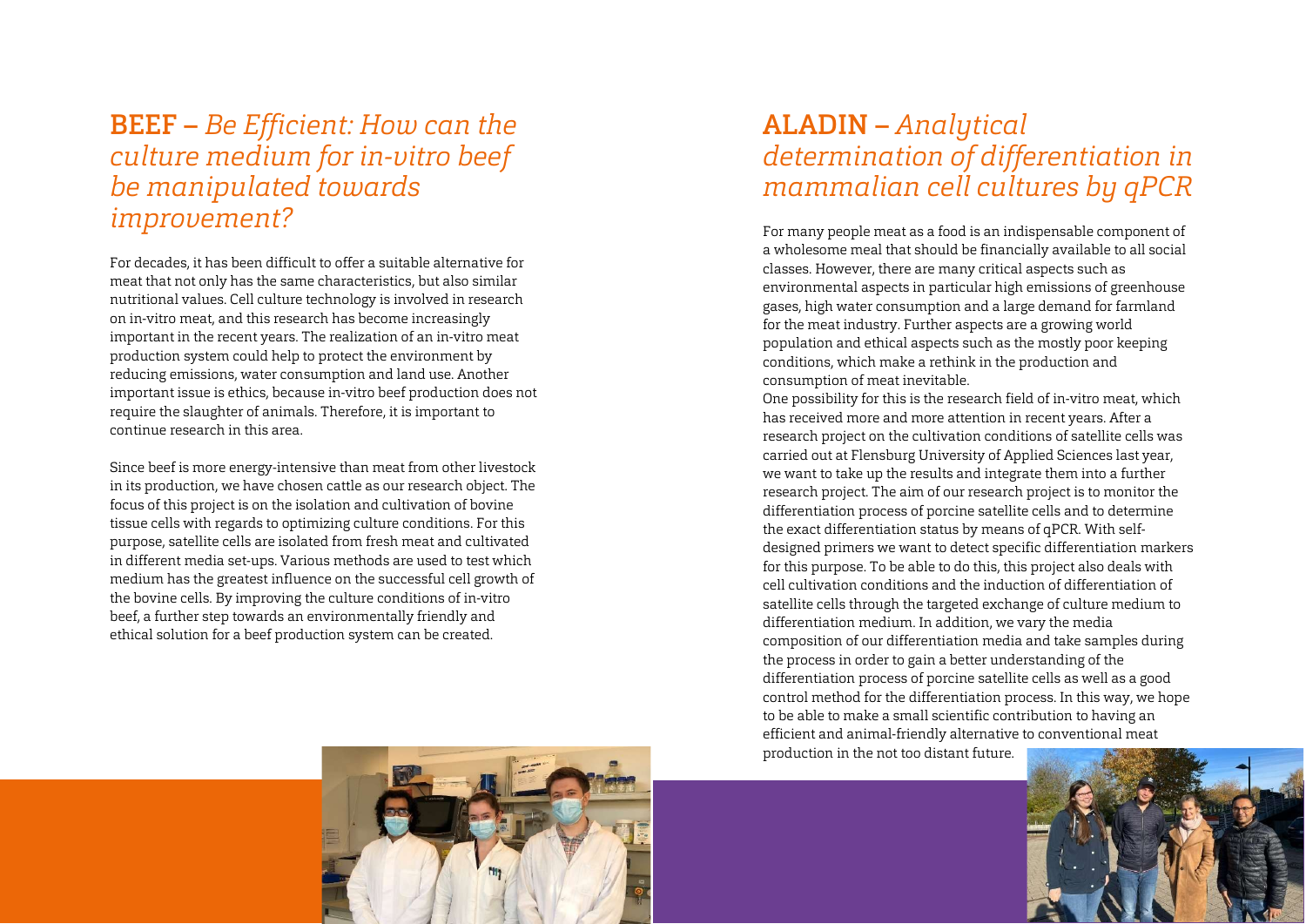## **BEEF –** *Be Efficient: How can the culture medium for in-vitro beef be manipulated towards improvement?*

For decades, it has been difficult to offer a suitable alternative for meat that not only has the same characteristics, but also similar nutritional values. Cell culture technology is involved in research on in-vitro meat, and this research has become increasingly important in the recent years. The realization of an in-vitro meat production system could help to protect the environment by reducing emissions, water consumption and land use. Another important issue is ethics, because in-vitro beef production does not require the slaughter of animals. Therefore, it is important to continue research in this area.

Since beef is more energy-intensive than meat from other livestock in its production, we have chosen cattle as our research object. The focus of this project is on the isolation and cultivation of bovine tissue cells with regards to optimizing culture conditions. For this purpose, satellite cells are isolated from fresh meat and cultivated in different media set-ups. Various methods are used to test which medium has the greatest influence on the successful cell growth of the bovine cells. By improving the culture conditions of in-vitro beef, a further step towards an environmentally friendly and ethical solution for a beef production system can be created.

## **ALADIN –** *Analytical determination of differentiation in mammalian cell cultures by qPCR*

For many people meat as a food is an indispensable component of a wholesome meal that should be financially available to all social classes. However, there are many critical aspects such as environmental aspects in particular high emissions of greenhouse gases, high water consumption and a large demand for farmland for the meat industry. Further aspects are a growing world population and ethical aspects such as the mostly poor keeping conditions, which make a rethink in the production and consumption of meat inevitable.

One possibility for this is the research field of in-vitro meat, which has received more and more attention in recent years. After a research project on the cultivation conditions of satellite cells was carried out at Flensburg University of Applied Sciences last year, we want to take up the results and integrate them into a further research project. The aim of our research project is to monitor the differentiation process of porcine satellite cells and to determine the exact differentiation status by means of qPCR. With self-designed primers we want to detect specific differentiation markers for this purpose. To be able to do this, this project also deals with cell cultivation conditions and the induction of differentiation of satellite cells through the targeted exchange of culture medium to differentiation medium. In addition, we vary the media composition of our differentiation media and take samples during the process in order to gain a better understanding of the differentiation process of porcine satellite cells as well as a good control method for the differentiation process. In this way, we hope to be able to make a small scientific contribution to having an efficient and animal-friendly alternative to conventional meat production in the not too distant future.